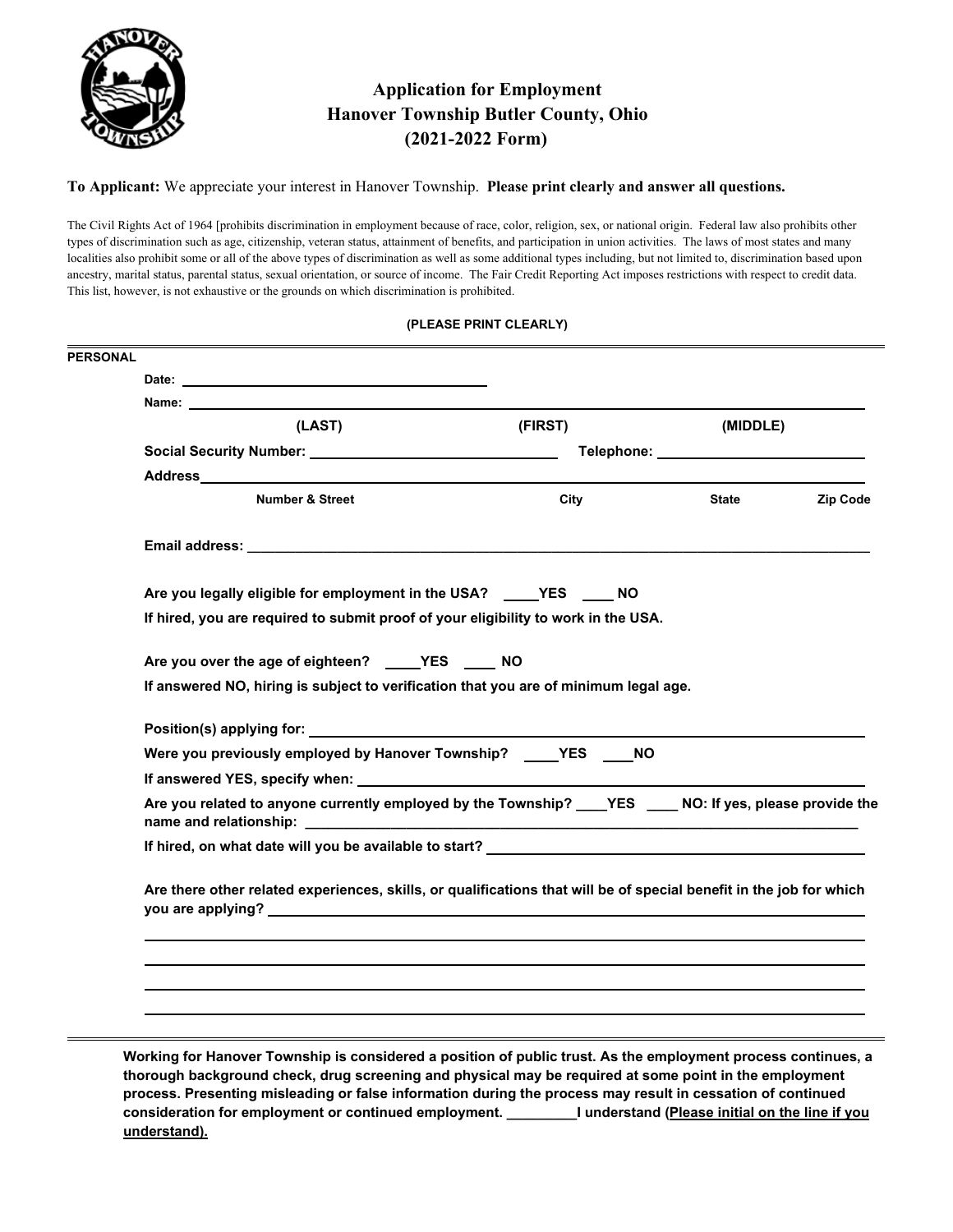# Application for Employment
## Hanover Township Butler County, Ohio
## (2021-2022 Form)

**To Applicant:** We appreciate your interest in Hanover Township. **Please print clearly and answer all questions.**

The Civil Rights Act of 1964 [prohibits discrimination in employment because of race, color, religion, sex, or national origin. Federal law also prohibits other types of discrimination such as age, citizenship, veteran status, attainment of benefits, and participation in union activities. The laws of most states and many localities also prohibit some or all of the above types of discrimination as well as some additional types including, but not limited to, discrimination based upon ancestry, marital status, parental status, sexual orientation, or source of income. The Fair Credit Reporting Act imposes restrictions with respect to credit data. This list, however, is not exhaustive or the grounds on which discrimination is prohibited.

**(PLEASE PRINT CLEARLY)**

---

**PERSONAL**

**Date:** ______________________________

**Name:** ______________________________________________________________

**(LAST)** **(FIRST)** **(MIDDLE)**

**Social Security Number:** ______________________ **Telephone:** ______________________

**Address** ______________________________________________________________

**Number & Street** **City** **State** **Zip Code**

**Email address:** ______________________________________________________________

**Are you legally eligible for employment in the USA? \_\_\_\_YES \_\_\_\_ NO**

**If hired, you are required to submit proof of your eligibility to work in the USA.**

**Are you over the age of eighteen? \_\_\_\_YES \_\_\_\_ NO**

**If answered NO, hiring is subject to verification that you are of minimum legal age.**

**Position(s) applying for:** ______________________________________________________________

**Were you previously employed by Hanover Township? \_\_\_\_YES \_\_\_\_NO**

**If answered YES, specify when:** ______________________________________________________________

**Are you related to anyone currently employed by the Township? \_\_\_\_YES \_\_\_\_ NO: If yes, please provide the name and relationship:** ______________________________________________________________

**If hired, on what date will you be available to start?** ______________________________________________________________

**Are there other related experiences, skills, or qualifications that will be of special benefit in the job for which you are applying?** ______________________________________________________________

______________________________________________________________

______________________________________________________________

______________________________________________________________

______________________________________________________________

---

**Working for Hanover Township is considered a position of public trust. As the employment process continues, a thorough background check, drug screening and physical may be required at some point in the employment process. Presenting misleading or false information during the process may result in cessation of continued consideration for employment or continued employment. \_\_\_\_\_\_\_\_\_I understand (<u>Please initial on the line if you understand).</u>**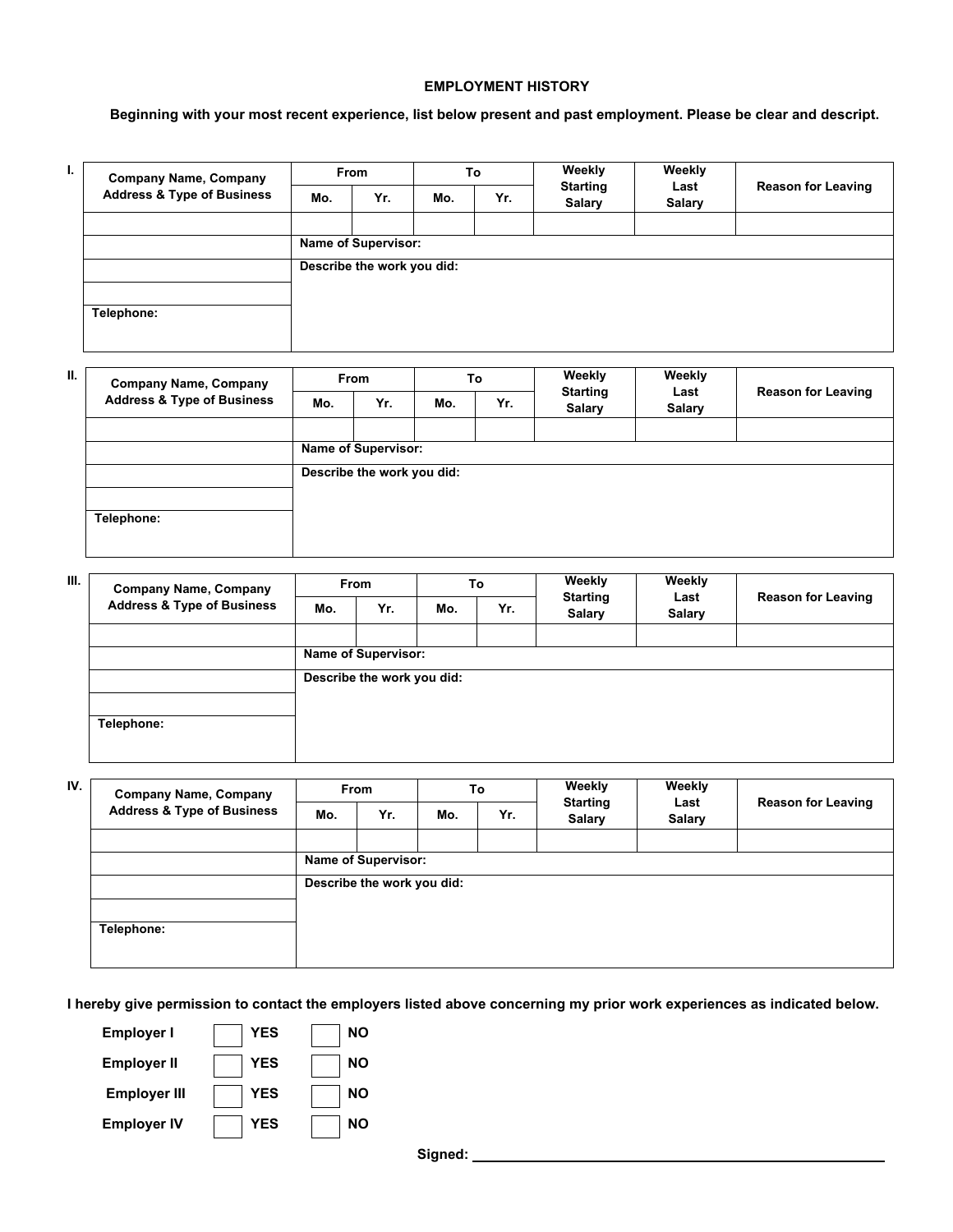## EMPLOYMENT HISTORY

**Beginning with your most recent experience, list below present and past employment. Please be clear and descript.**

**I.**

| Company Name, Company Address & Type of Business | From | | To | | Weekly Starting Salary | Weekly Last Salary | Reason for Leaving |
|---|---|---|---|---|---|---|---|
| | Mo. | Yr. | Mo. | Yr. | | | |
| | | | | | | | |
| | Name of Supervisor: | | | | | | |
| | Describe the work you did: | | | | | | |
| | | | | | | | |
| Telephone: | | | | | | | |

**II.**

| Company Name, Company Address & Type of Business | From | | To | | Weekly Starting Salary | Weekly Last Salary | Reason for Leaving |
|---|---|---|---|---|---|---|---|
| | Mo. | Yr. | Mo. | Yr. | | | |
| | | | | | | | |
| | Name of Supervisor: | | | | | | |
| | Describe the work you did: | | | | | | |
| | | | | | | | |
| Telephone: | | | | | | | |

**III.**

| Company Name, Company Address & Type of Business | From | | To | | Weekly Starting Salary | Weekly Last Salary | Reason for Leaving |
|---|---|---|---|---|---|---|---|
| | Mo. | Yr. | Mo. | Yr. | | | |
| | | | | | | | |
| | Name of Supervisor: | | | | | | |
| | Describe the work you did: | | | | | | |
| | | | | | | | |
| Telephone: | | | | | | | |

**IV.**

| Company Name, Company Address & Type of Business | From | | To | | Weekly Starting Salary | Weekly Last Salary | Reason for Leaving |
|---|---|---|---|---|---|---|---|
| | Mo. | Yr. | Mo. | Yr. | | | |
| | | | | | | | |
| | Name of Supervisor: | | | | | | |
| | Describe the work you did: | | | | | | |
| | | | | | | | |
| Telephone: | | | | | | | |

**I hereby give permission to contact the employers listed above concerning my prior work experiences as indicated below.**

**Employer I** ☐ **YES** ☐ **NO**

**Employer II** ☐ **YES** ☐ **NO**

**Employer III** ☐ **YES** ☐ **NO**

**Employer IV** ☐ **YES** ☐ **NO**

**Signed:** ______________________________________________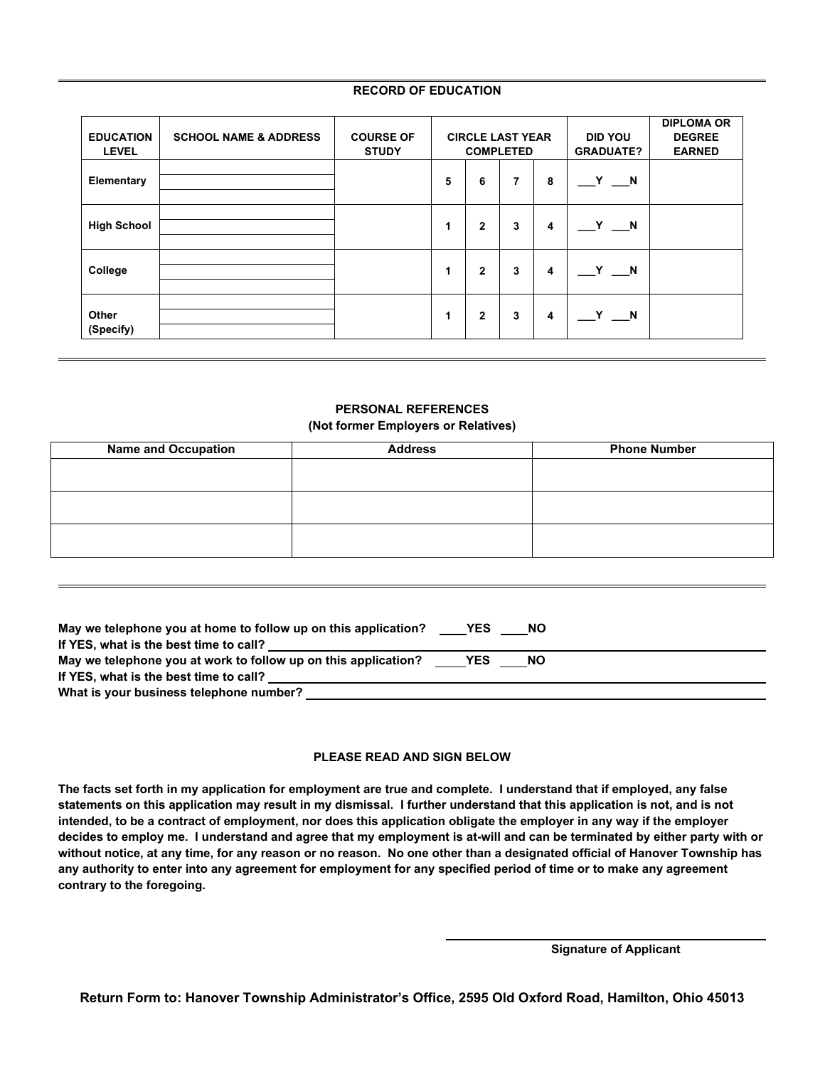## RECORD OF EDUCATION

| EDUCATION LEVEL | SCHOOL NAME & ADDRESS | COURSE OF STUDY | CIRCLE LAST YEAR COMPLETED | | | | DID YOU GRADUATE? | DIPLOMA OR DEGREE EARNED |
|---|---|---|---|---|---|---|---|---|
| Elementary | | | 5 | 6 | 7 | 8 | ___Y ___N | |
| High School | | | 1 | 2 | 3 | 4 | ___Y ___N | |
| College | | | 1 | 2 | 3 | 4 | ___Y ___N | |
| Other (Specify) | | | 1 | 2 | 3 | 4 | ___Y ___N | |

## PERSONAL REFERENCES

**(Not former Employers or Relatives)**

| Name and Occupation | Address | Phone Number |
|---|---|---|
| | | |
| | | |
| | | |

**May we telephone you at home to follow up on this application?** ____**YES** ____**NO**

**If YES, what is the best time to call?** ______________________________

**May we telephone you at work to follow up on this application?** ____**YES** ____**NO**

**If YES, what is the best time to call?** ______________________________

**What is your business telephone number?** ______________________________

### PLEASE READ AND SIGN BELOW

**The facts set forth in my application for employment are true and complete. I understand that if employed, any false statements on this application may result in my dismissal. I further understand that this application is not, and is not intended, to be a contract of employment, nor does this application obligate the employer in any way if the employer decides to employ me. I understand and agree that my employment is at-will and can be terminated by either party with or without notice, at any time, for any reason or no reason. No one other than a designated official of Hanover Township has any authority to enter into any agreement for employment for any specified period of time or to make any agreement contrary to the foregoing.**

______________________________

**Signature of Applicant**

**Return Form to: Hanover Township Administrator's Office, 2595 Old Oxford Road, Hamilton, Ohio 45013**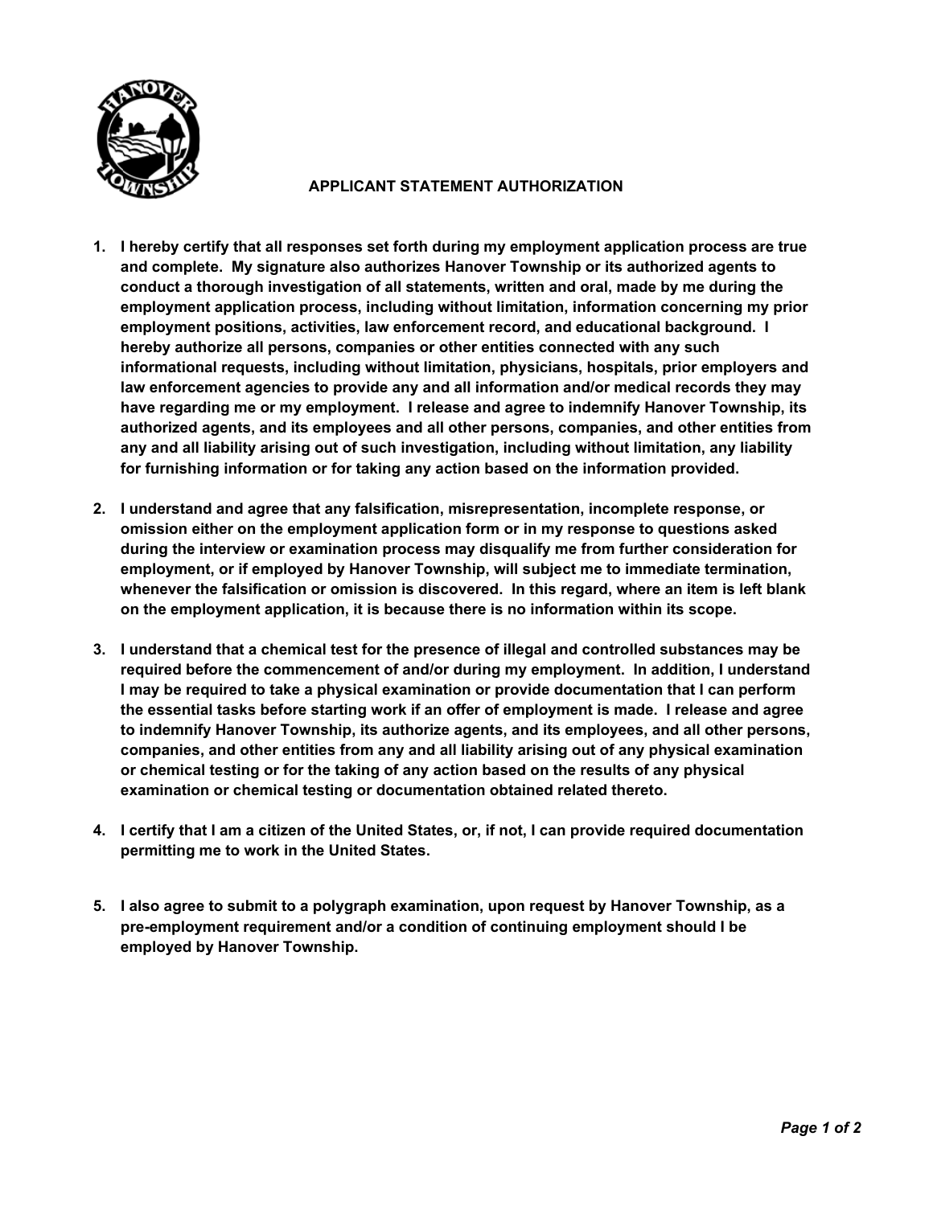## APPLICANT STATEMENT AUTHORIZATION

1. **I hereby certify that all responses set forth during my employment application process are true and complete. My signature also authorizes Hanover Township or its authorized agents to conduct a thorough investigation of all statements, written and oral, made by me during the employment application process, including without limitation, information concerning my prior employment positions, activities, law enforcement record, and educational background. I hereby authorize all persons, companies or other entities connected with any such informational requests, including without limitation, physicians, hospitals, prior employers and law enforcement agencies to provide any and all information and/or medical records they may have regarding me or my employment. I release and agree to indemnify Hanover Township, its authorized agents, and its employees and all other persons, companies, and other entities from any and all liability arising out of such investigation, including without limitation, any liability for furnishing information or for taking any action based on the information provided.**

2. **I understand and agree that any falsification, misrepresentation, incomplete response, or omission either on the employment application form or in my response to questions asked during the interview or examination process may disqualify me from further consideration for employment, or if employed by Hanover Township, will subject me to immediate termination, whenever the falsification or omission is discovered. In this regard, where an item is left blank on the employment application, it is because there is no information within its scope.**

3. **I understand that a chemical test for the presence of illegal and controlled substances may be required before the commencement of and/or during my employment. In addition, I understand I may be required to take a physical examination or provide documentation that I can perform the essential tasks before starting work if an offer of employment is made. I release and agree to indemnify Hanover Township, its authorize agents, and its employees, and all other persons, companies, and other entities from any and all liability arising out of any physical examination or chemical testing or for the taking of any action based on the results of any physical examination or chemical testing or documentation obtained related thereto.**

4. **I certify that I am a citizen of the United States, or, if not, I can provide required documentation permitting me to work in the United States.**

5. **I also agree to submit to a polygraph examination, upon request by Hanover Township, as a pre-employment requirement and/or a condition of continuing employment should I be employed by Hanover Township.**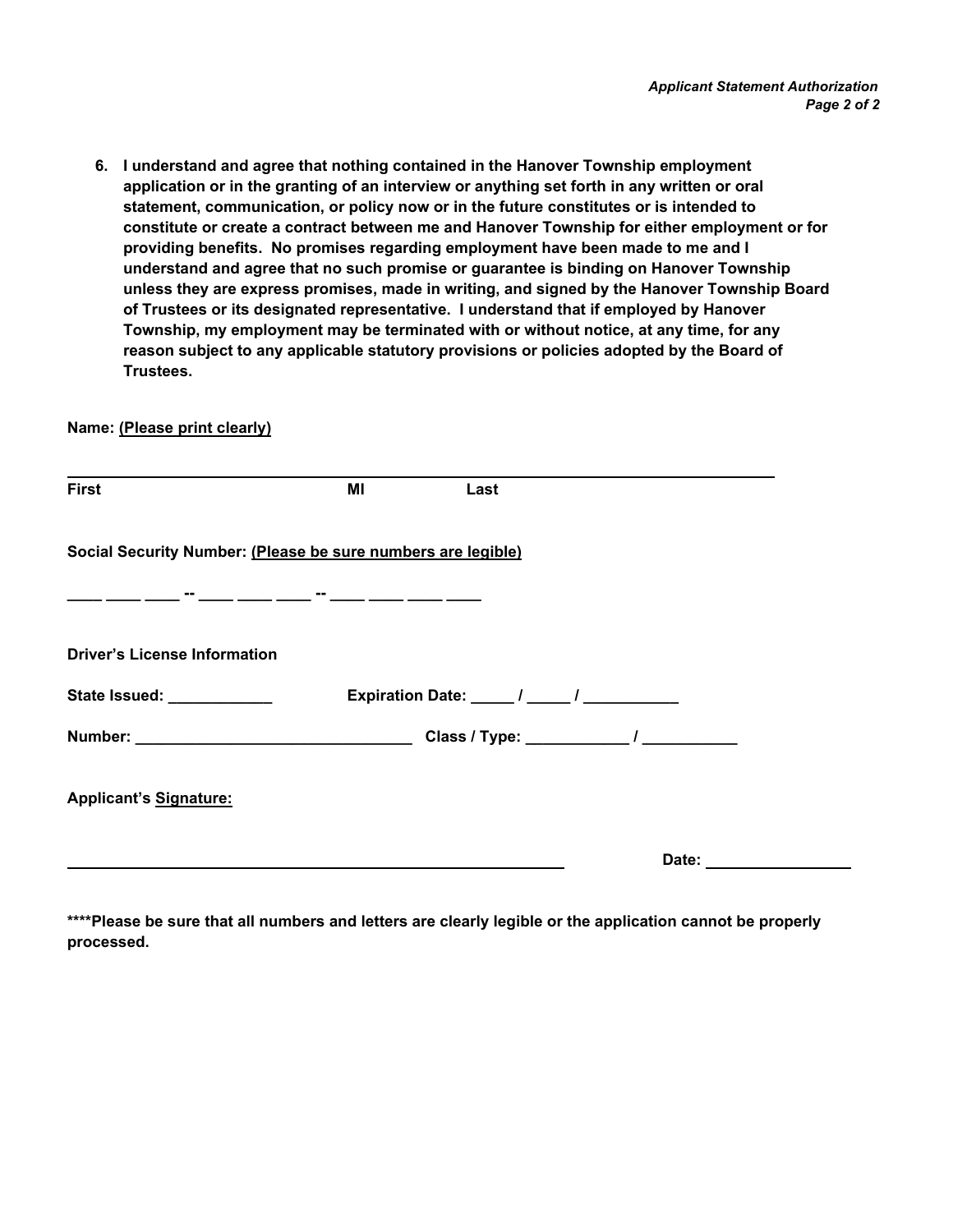6. **I understand and agree that nothing contained in the Hanover Township employment application or in the granting of an interview or anything set forth in any written or oral statement, communication, or policy now or in the future constitutes or is intended to constitute or create a contract between me and Hanover Township for either employment or for providing benefits. No promises regarding employment have been made to me and I understand and agree that no such promise or guarantee is binding on Hanover Township unless they are express promises, made in writing, and signed by the Hanover Township Board of Trustees or its designated representative. I understand that if employed by Hanover Township, my employment may be terminated with or without notice, at any time, for any reason subject to any applicable statutory provisions or policies adopted by the Board of Trustees.**

**Name:** **(Please print clearly)**

______________________________________________________________

**First** **MI** **Last**

**Social Security Number:** **(Please be sure numbers are legible)**

____ ____ ____ -- ____ ____ ____ -- ____ ____ ____ ____

**Driver's License Information**

**State Issued:** ____________ **Expiration Date:** _____ / _____ / ___________

**Number:** _______________________________ **Class / Type:** ____________ / ___________

**Applicant's** **Signature:**

___________________________________________ **Date:** ________________

**\*\*\*\*Please be sure that all numbers and letters are clearly legible or the application cannot be properly processed.**